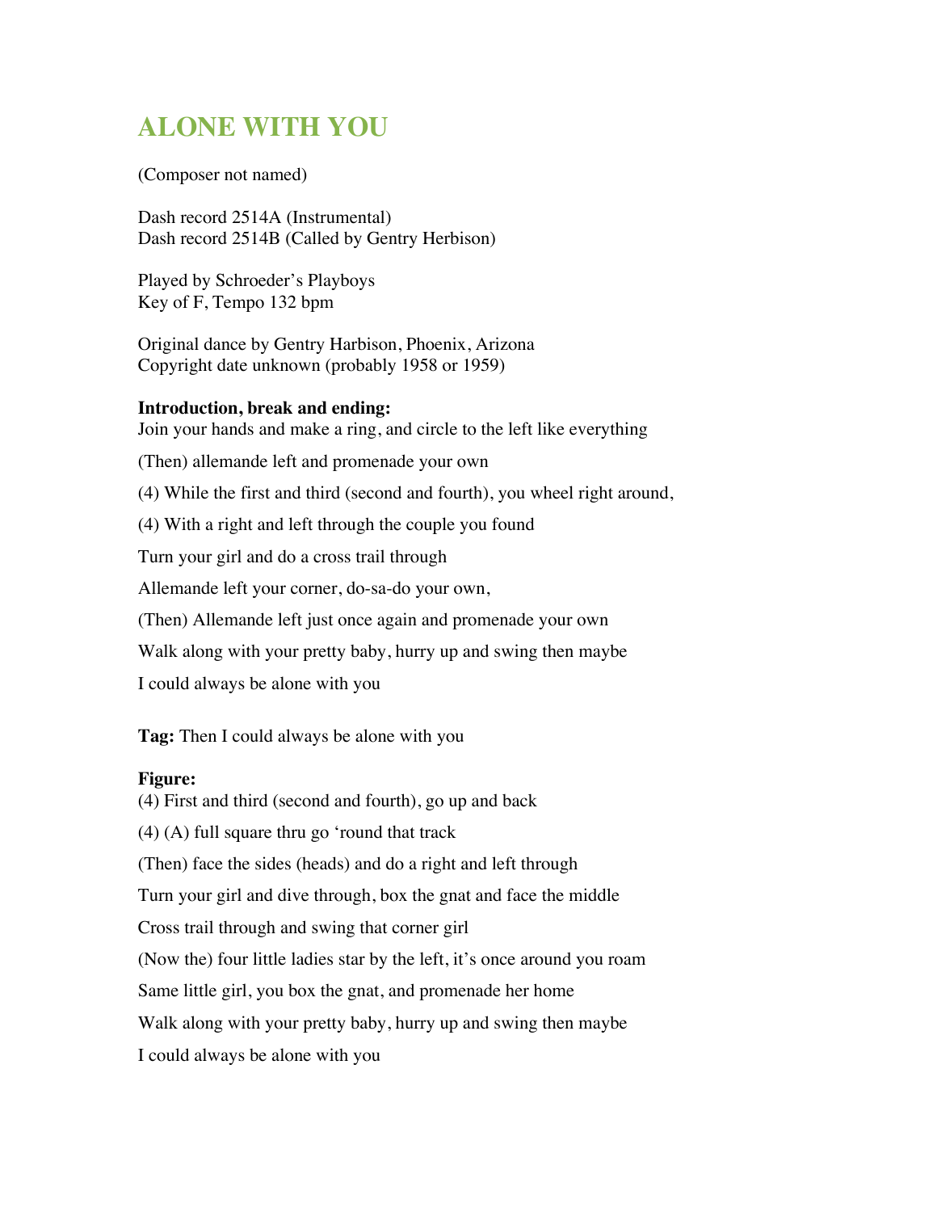# ALONE WITH YOU

(Composer not named)

Dash record 2514A (Instrumental)
Dash record 2514B (Called by Gentry Herbison)

Played by Schroeder's Playboys
Key of F, Tempo 132 bpm

Original dance by Gentry Harbison, Phoenix, Arizona
Copyright date unknown (probably 1958 or 1959)

**Introduction, break and ending:**
Join your hands and make a ring, and circle to the left like everything

(Then) allemande left and promenade your own

(4) While the first and third (second and fourth), you wheel right around,

(4) With a right and left through the couple you found

Turn your girl and do a cross trail through

Allemande left your corner, do-sa-do your own,

(Then) Allemande left just once again and promenade your own

Walk along with your pretty baby, hurry up and swing then maybe

I could always be alone with you

**Tag:** Then I could always be alone with you

**Figure:**
(4) First and third (second and fourth), go up and back

(4) (A) full square thru go 'round that track

(Then) face the sides (heads) and do a right and left through

Turn your girl and dive through, box the gnat and face the middle

Cross trail through and swing that corner girl

(Now the) four little ladies star by the left, it's once around you roam

Same little girl, you box the gnat, and promenade her home

Walk along with your pretty baby, hurry up and swing then maybe

I could always be alone with you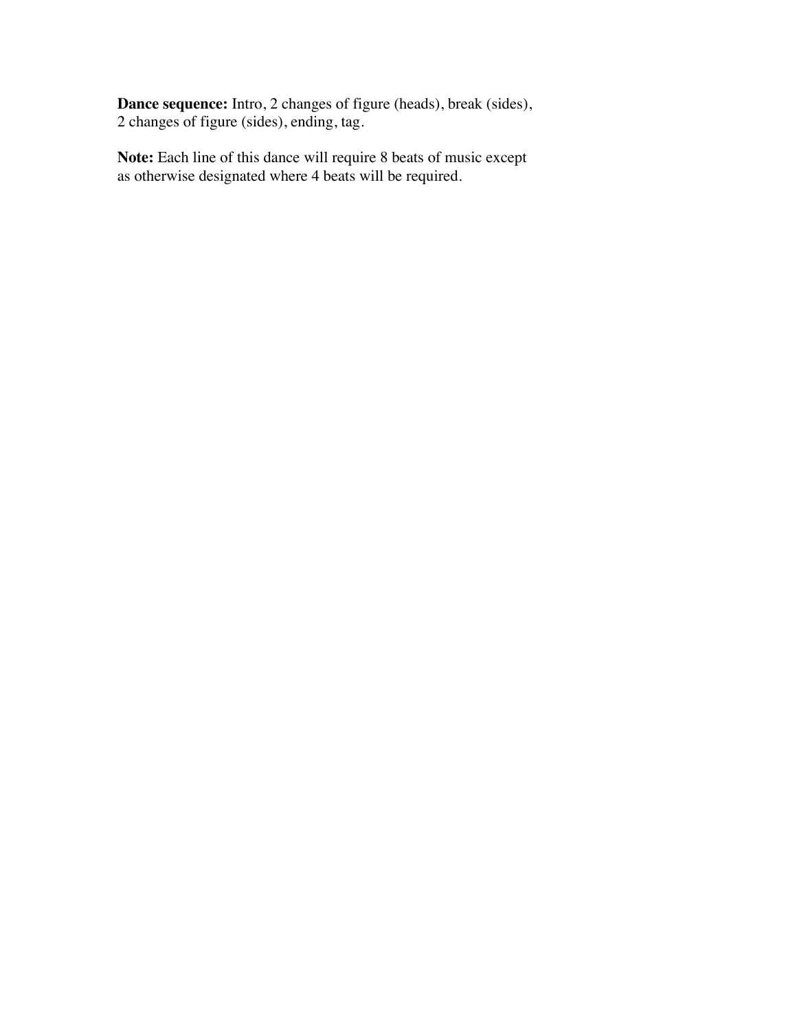**Dance sequence:** Intro, 2 changes of figure (heads), break (sides), 2 changes of figure (sides), ending, tag.

**Note:** Each line of this dance will require 8 beats of music except as otherwise designated where 4 beats will be required.